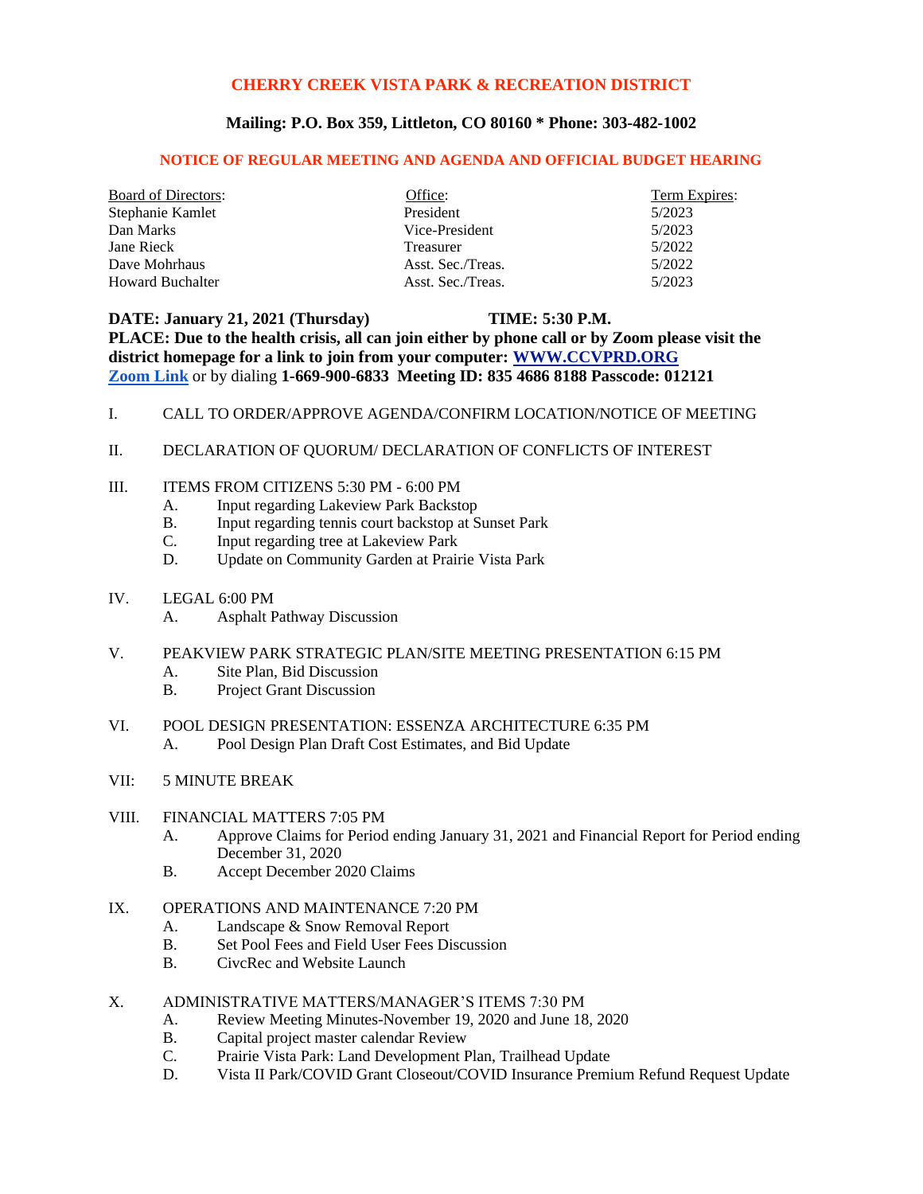# CHERRY CREEK VISTA PARK & RECREATION DISTRICT

**Mailing: P.O. Box 359, Littleton, CO 80160 * Phone: 303-482-1002**

## NOTICE OF REGULAR MEETING AND AGENDA AND OFFICIAL BUDGET HEARING

| Board of Directors: | Office: | Term Expires: |
|---|---|---|
| Stephanie Kamlet | President | 5/2023 |
| Dan Marks | Vice-President | 5/2023 |
| Jane Rieck | Treasurer | 5/2022 |
| Dave Mohrhaus | Asst. Sec./Treas. | 5/2022 |
| Howard Buchalter | Asst. Sec./Treas. | 5/2023 |

**DATE: January 21, 2021 (Thursday) TIME: 5:30 P.M.**
**PLACE: Due to the health crisis, all can join either by phone call or by Zoom please visit the district homepage for a link to join from your computer: WWW.CCVPRD.ORG**
Zoom Link or by dialing **1-669-900-6833 Meeting ID: 835 4686 8188 Passcode: 012121**

I. CALL TO ORDER/APPROVE AGENDA/CONFIRM LOCATION/NOTICE OF MEETING

II. DECLARATION OF QUORUM/ DECLARATION OF CONFLICTS OF INTEREST

III. ITEMS FROM CITIZENS 5:30 PM - 6:00 PM
- A. Input regarding Lakeview Park Backstop
- B. Input regarding tennis court backstop at Sunset Park
- C. Input regarding tree at Lakeview Park
- D. Update on Community Garden at Prairie Vista Park

IV. LEGAL 6:00 PM
- A. Asphalt Pathway Discussion

V. PEAKVIEW PARK STRATEGIC PLAN/SITE MEETING PRESENTATION 6:15 PM
- A. Site Plan, Bid Discussion
- B. Project Grant Discussion

VI. POOL DESIGN PRESENTATION: ESSENZA ARCHITECTURE 6:35 PM
- A. Pool Design Plan Draft Cost Estimates, and Bid Update

VII: 5 MINUTE BREAK

VIII. FINANCIAL MATTERS 7:05 PM
- A. Approve Claims for Period ending January 31, 2021 and Financial Report for Period ending December 31, 2020
- B. Accept December 2020 Claims

IX. OPERATIONS AND MAINTENANCE 7:20 PM
- A. Landscape & Snow Removal Report
- B. Set Pool Fees and Field User Fees Discussion
- B. CivcRec and Website Launch

X. ADMINISTRATIVE MATTERS/MANAGER'S ITEMS 7:30 PM
- A. Review Meeting Minutes-November 19, 2020 and June 18, 2020
- B. Capital project master calendar Review
- C. Prairie Vista Park: Land Development Plan, Trailhead Update
- D. Vista II Park/COVID Grant Closeout/COVID Insurance Premium Refund Request Update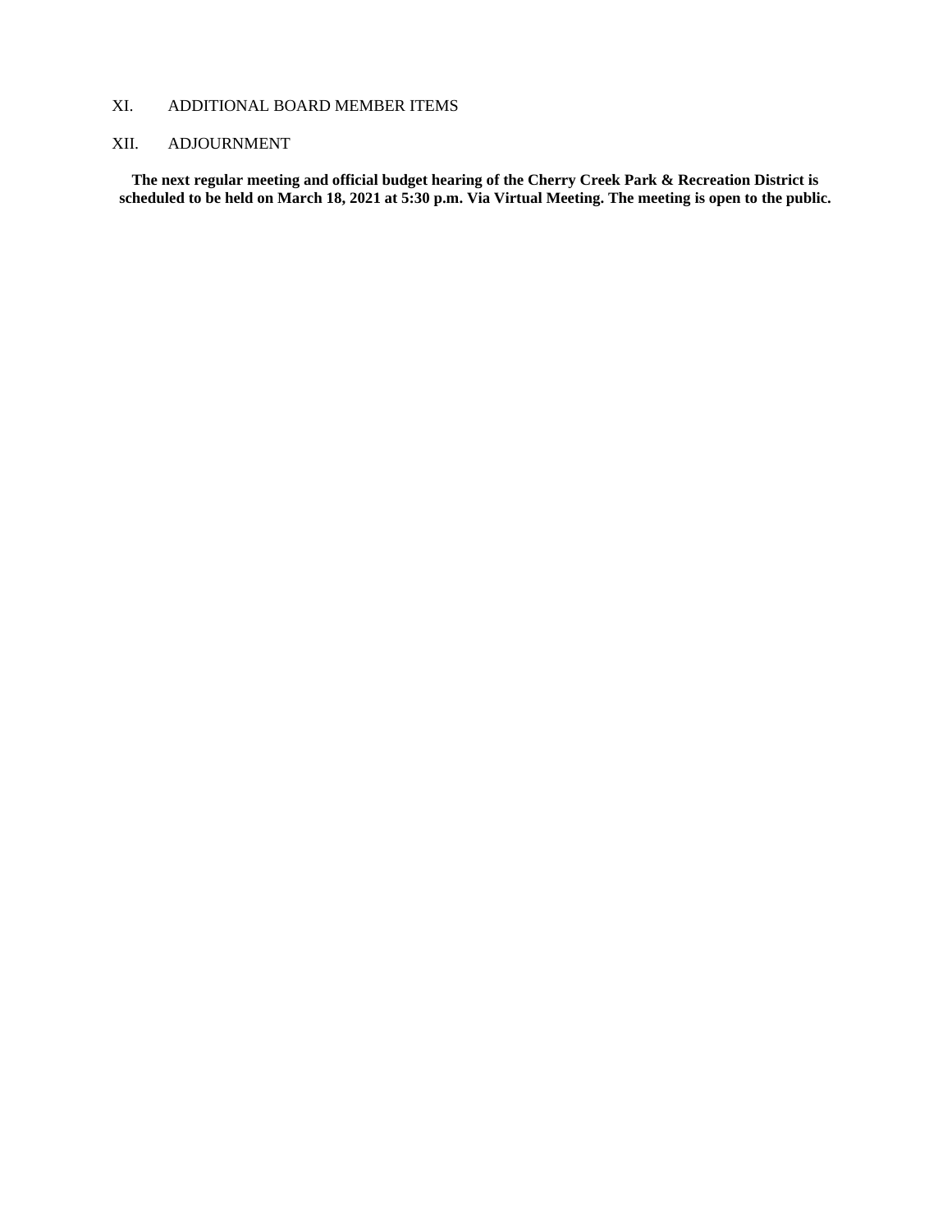XI. ADDITIONAL BOARD MEMBER ITEMS

XII. ADJOURNMENT

**The next regular meeting and official budget hearing of the Cherry Creek Park & Recreation District is scheduled to be held on March 18, 2021 at 5:30 p.m. Via Virtual Meeting. The meeting is open to the public.**